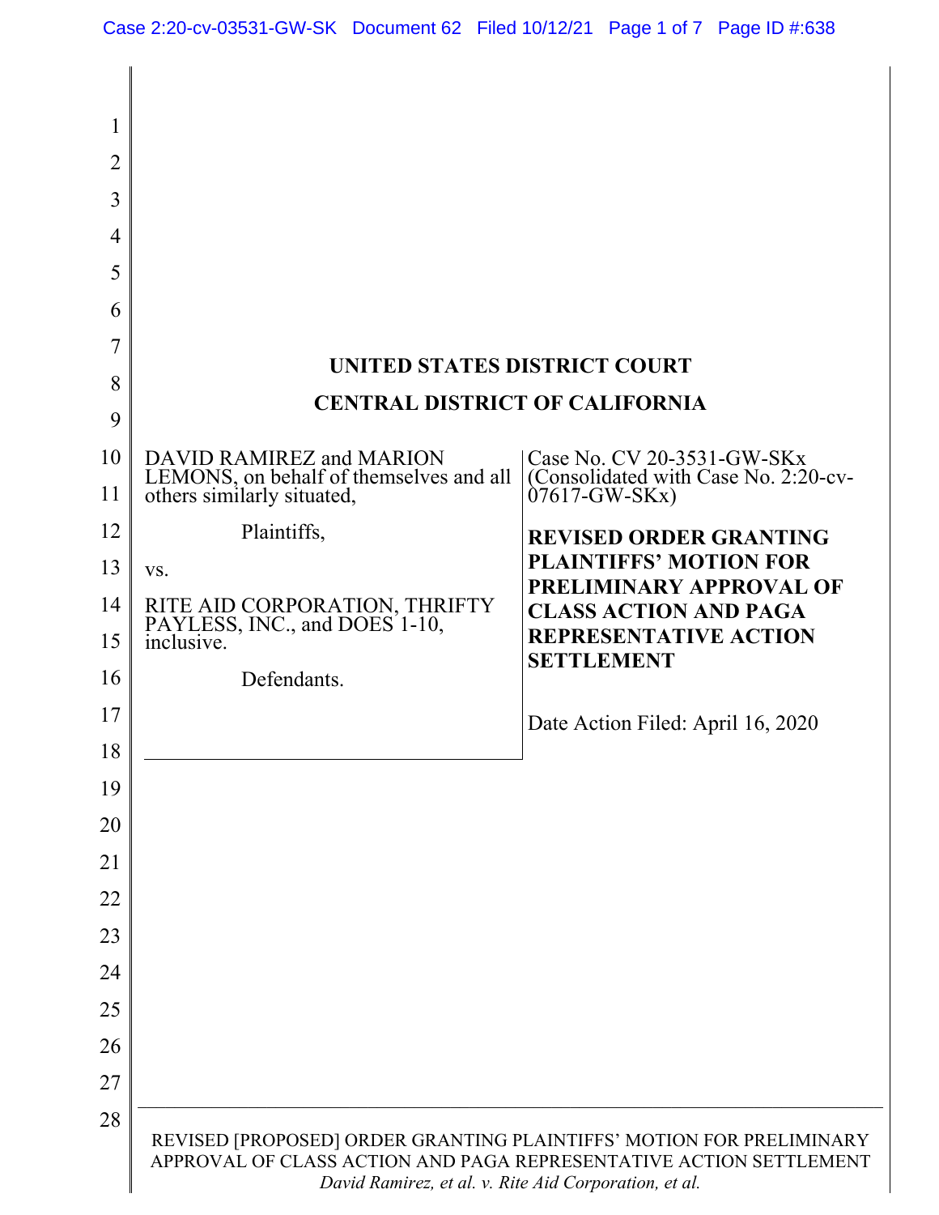# UNITED STATES DISTRICT COURT

# CENTRAL DISTRICT OF CALIFORNIA

DAVID RAMIREZ and MARION LEMONS, on behalf of themselves and all others similarly situated,

Plaintiffs,

vs.

RITE AID CORPORATION, THRIFTY PAYLESS, INC., and DOES 1-10, inclusive.

Defendants.

Case No. CV 20-3531-GW-SKx (Consolidated with Case No. 2:20-cv-07617-GW-SKx)

**REVISED ORDER GRANTING PLAINTIFFS' MOTION FOR PRELIMINARY APPROVAL OF CLASS ACTION AND PAGA REPRESENTATIVE ACTION SETTLEMENT**

Date Action Filed: April 16, 2020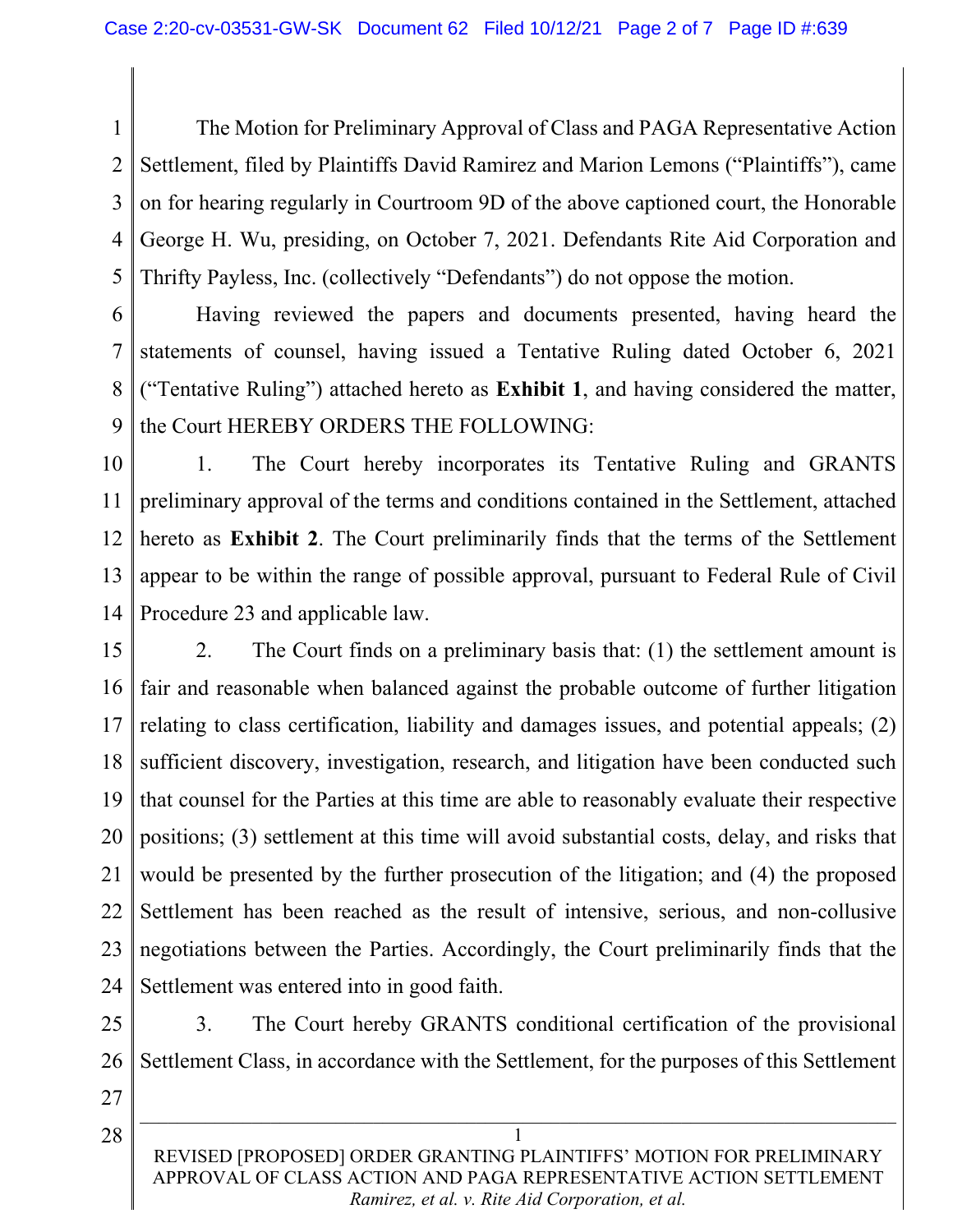The Motion for Preliminary Approval of Class and PAGA Representative Action Settlement, filed by Plaintiffs David Ramirez and Marion Lemons ("Plaintiffs"), came on for hearing regularly in Courtroom 9D of the above captioned court, the Honorable George H. Wu, presiding, on October 7, 2021. Defendants Rite Aid Corporation and Thrifty Payless, Inc. (collectively "Defendants") do not oppose the motion.

Having reviewed the papers and documents presented, having heard the statements of counsel, having issued a Tentative Ruling dated October 6, 2021 ("Tentative Ruling") attached hereto as **Exhibit 1**, and having considered the matter, the Court HEREBY ORDERS THE FOLLOWING:

1. The Court hereby incorporates its Tentative Ruling and GRANTS preliminary approval of the terms and conditions contained in the Settlement, attached hereto as **Exhibit 2**. The Court preliminarily finds that the terms of the Settlement appear to be within the range of possible approval, pursuant to Federal Rule of Civil Procedure 23 and applicable law.

2. The Court finds on a preliminary basis that: (1) the settlement amount is fair and reasonable when balanced against the probable outcome of further litigation relating to class certification, liability and damages issues, and potential appeals; (2) sufficient discovery, investigation, research, and litigation have been conducted such that counsel for the Parties at this time are able to reasonably evaluate their respective positions; (3) settlement at this time will avoid substantial costs, delay, and risks that would be presented by the further prosecution of the litigation; and (4) the proposed Settlement has been reached as the result of intensive, serious, and non-collusive negotiations between the Parties. Accordingly, the Court preliminarily finds that the Settlement was entered into in good faith.

3. The Court hereby GRANTS conditional certification of the provisional Settlement Class, in accordance with the Settlement, for the purposes of this Settlement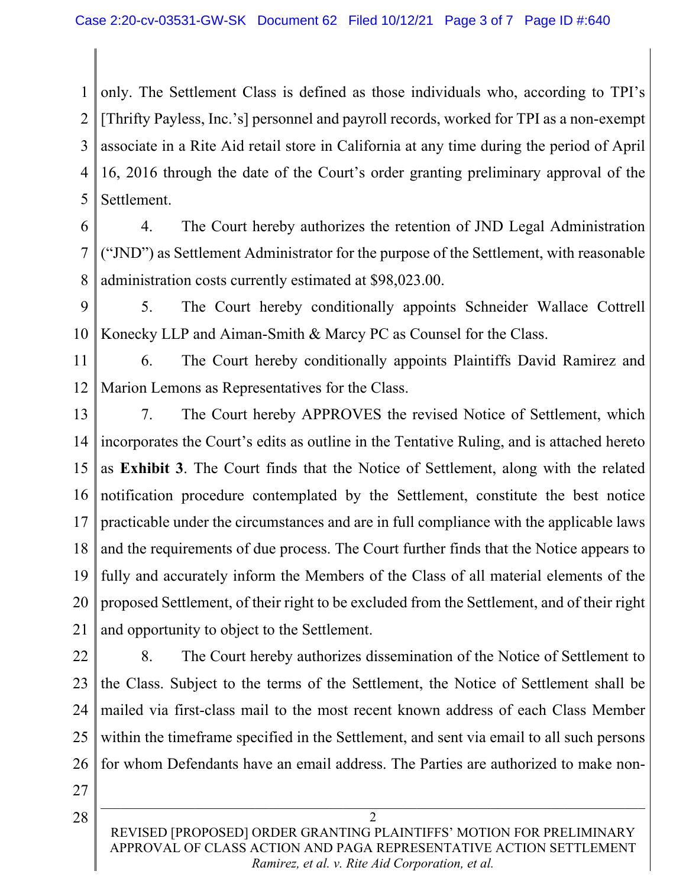only. The Settlement Class is defined as those individuals who, according to TPI's [Thrifty Payless, Inc.'s] personnel and payroll records, worked for TPI as a non-exempt associate in a Rite Aid retail store in California at any time during the period of April 16, 2016 through the date of the Court's order granting preliminary approval of the Settlement.

4. The Court hereby authorizes the retention of JND Legal Administration ("JND") as Settlement Administrator for the purpose of the Settlement, with reasonable administration costs currently estimated at $98,023.00.

5. The Court hereby conditionally appoints Schneider Wallace Cottrell Konecky LLP and Aiman-Smith & Marcy PC as Counsel for the Class.

6. The Court hereby conditionally appoints Plaintiffs David Ramirez and Marion Lemons as Representatives for the Class.

7. The Court hereby APPROVES the revised Notice of Settlement, which incorporates the Court's edits as outline in the Tentative Ruling, and is attached hereto as **Exhibit 3**. The Court finds that the Notice of Settlement, along with the related notification procedure contemplated by the Settlement, constitute the best notice practicable under the circumstances and are in full compliance with the applicable laws and the requirements of due process. The Court further finds that the Notice appears to fully and accurately inform the Members of the Class of all material elements of the proposed Settlement, of their right to be excluded from the Settlement, and of their right and opportunity to object to the Settlement.

8. The Court hereby authorizes dissemination of the Notice of Settlement to the Class. Subject to the terms of the Settlement, the Notice of Settlement shall be mailed via first-class mail to the most recent known address of each Class Member within the timeframe specified in the Settlement, and sent via email to all such persons for whom Defendants have an email address. The Parties are authorized to make non-

REVISED [PROPOSED] ORDER GRANTING PLAINTIFFS' MOTION FOR PRELIMINARY APPROVAL OF CLASS ACTION AND PAGA REPRESENTATIVE ACTION SETTLEMENT
*Ramirez, et al. v. Rite Aid Corporation, et al.*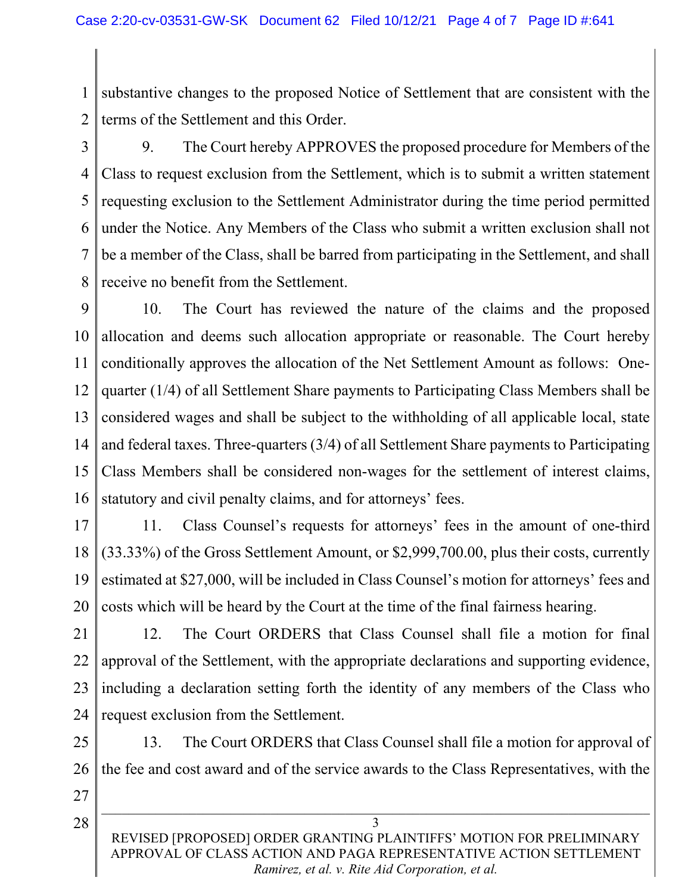substantive changes to the proposed Notice of Settlement that are consistent with the terms of the Settlement and this Order.

9. The Court hereby APPROVES the proposed procedure for Members of the Class to request exclusion from the Settlement, which is to submit a written statement requesting exclusion to the Settlement Administrator during the time period permitted under the Notice. Any Members of the Class who submit a written exclusion shall not be a member of the Class, shall be barred from participating in the Settlement, and shall receive no benefit from the Settlement.

10. The Court has reviewed the nature of the claims and the proposed allocation and deems such allocation appropriate or reasonable. The Court hereby conditionally approves the allocation of the Net Settlement Amount as follows: One-quarter (1/4) of all Settlement Share payments to Participating Class Members shall be considered wages and shall be subject to the withholding of all applicable local, state and federal taxes. Three-quarters (3/4) of all Settlement Share payments to Participating Class Members shall be considered non-wages for the settlement of interest claims, statutory and civil penalty claims, and for attorneys' fees.

11. Class Counsel's requests for attorneys' fees in the amount of one-third (33.33%) of the Gross Settlement Amount, or $2,999,700.00, plus their costs, currently estimated at $27,000, will be included in Class Counsel's motion for attorneys' fees and costs which will be heard by the Court at the time of the final fairness hearing.

12. The Court ORDERS that Class Counsel shall file a motion for final approval of the Settlement, with the appropriate declarations and supporting evidence, including a declaration setting forth the identity of any members of the Class who request exclusion from the Settlement.

13. The Court ORDERS that Class Counsel shall file a motion for approval of the fee and cost award and of the service awards to the Class Representatives, with the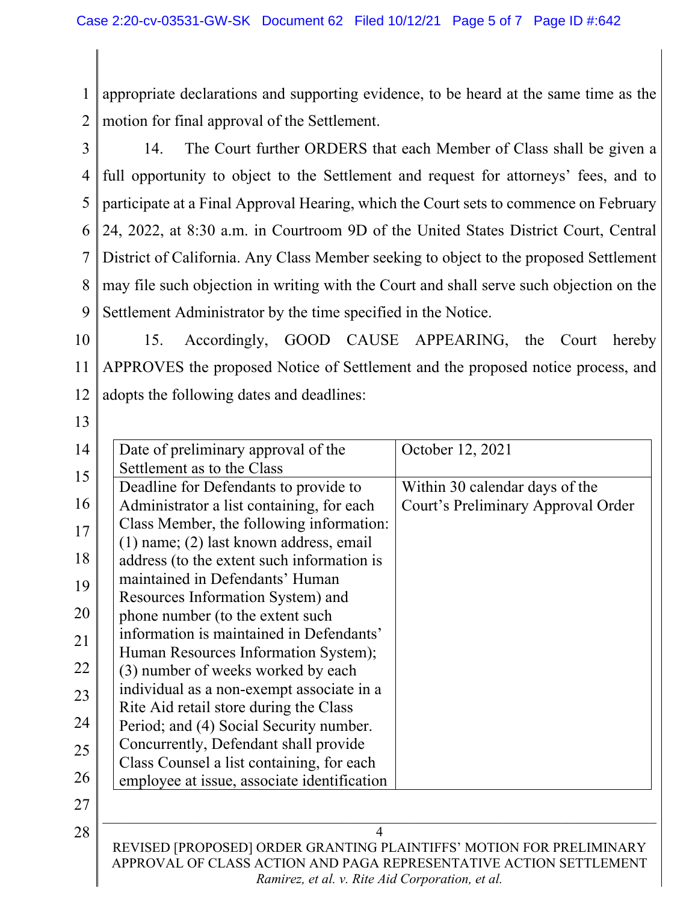appropriate declarations and supporting evidence, to be heard at the same time as the motion for final approval of the Settlement.

14. The Court further ORDERS that each Member of Class shall be given a full opportunity to object to the Settlement and request for attorneys' fees, and to participate at a Final Approval Hearing, which the Court sets to commence on February 24, 2022, at 8:30 a.m. in Courtroom 9D of the United States District Court, Central District of California. Any Class Member seeking to object to the proposed Settlement may file such objection in writing with the Court and shall serve such objection on the Settlement Administrator by the time specified in the Notice.

15. Accordingly, GOOD CAUSE APPEARING, the Court hereby APPROVES the proposed Notice of Settlement and the proposed notice process, and adopts the following dates and deadlines:

| Date of preliminary approval of the Settlement as to the Class | October 12, 2021 |
|---|---|
| Deadline for Defendants to provide to Administrator a list containing, for each Class Member, the following information: (1) name; (2) last known address, email address (to the extent such information is maintained in Defendants' Human Resources Information System) and phone number (to the extent such information is maintained in Defendants' Human Resources Information System); (3) number of weeks worked by each individual as a non-exempt associate in a Rite Aid retail store during the Class Period; and (4) Social Security number. Concurrently, Defendant shall provide Class Counsel a list containing, for each employee at issue, associate identification | Within 30 calendar days of the Court's Preliminary Approval Order |

REVISED [PROPOSED] ORDER GRANTING PLAINTIFFS' MOTION FOR PRELIMINARY APPROVAL OF CLASS ACTION AND PAGA REPRESENTATIVE ACTION SETTLEMENT
*Ramirez, et al. v. Rite Aid Corporation, et al.*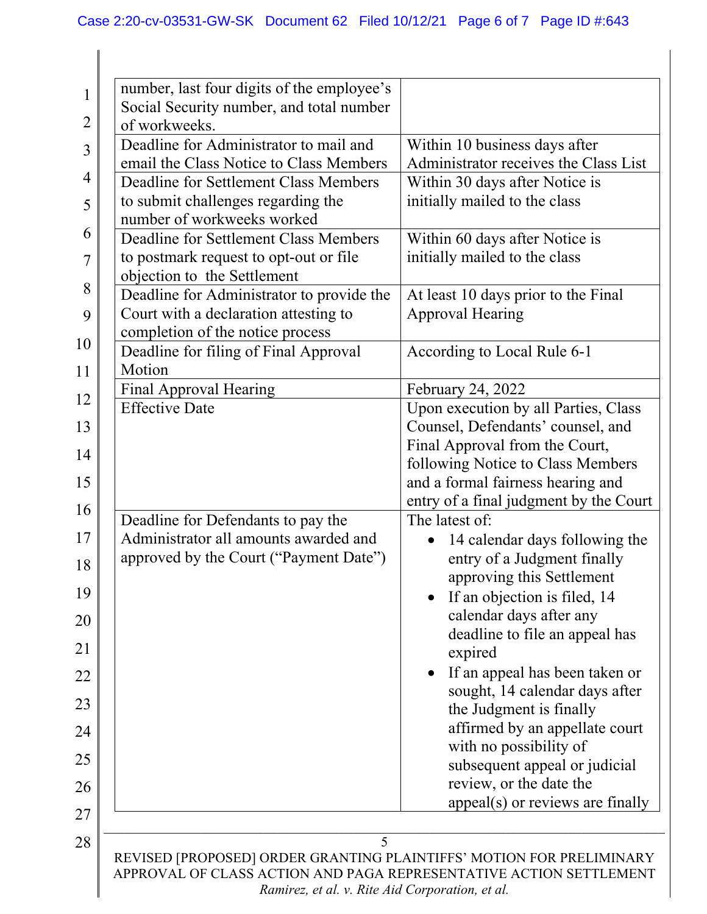| | |
|---|---|
| number, last four digits of the employee's Social Security number, and total number of workweeks. | |
| Deadline for Administrator to mail and email the Class Notice to Class Members | Within 10 business days after Administrator receives the Class List |
| Deadline for Settlement Class Members to submit challenges regarding the number of workweeks worked | Within 30 days after Notice is initially mailed to the class |
| Deadline for Settlement Class Members to postmark request to opt-out or file objection to the Settlement | Within 60 days after Notice is initially mailed to the class |
| Deadline for Administrator to provide the Court with a declaration attesting to completion of the notice process | At least 10 days prior to the Final Approval Hearing |
| Deadline for filing of Final Approval Motion | According to Local Rule 6-1 |
| Final Approval Hearing | February 24, 2022 |
| Effective Date | Upon execution by all Parties, Class Counsel, Defendants' counsel, and Final Approval from the Court, following Notice to Class Members and a formal fairness hearing and entry of a final judgment by the Court |
| Deadline for Defendants to pay the Administrator all amounts awarded and approved by the Court ("Payment Date") | The latest of: • 14 calendar days following the entry of a Judgment finally approving this Settlement • If an objection is filed, 14 calendar days after any deadline to file an appeal has expired • If an appeal has been taken or sought, 14 calendar days after the Judgment is finally affirmed by an appellate court with no possibility of subsequent appeal or judicial review, or the date the appeal(s) or reviews are finally |

REVISED [PROPOSED] ORDER GRANTING PLAINTIFFS' MOTION FOR PRELIMINARY APPROVAL OF CLASS ACTION AND PAGA REPRESENTATIVE ACTION SETTLEMENT
*Ramirez, et al. v. Rite Aid Corporation, et al.*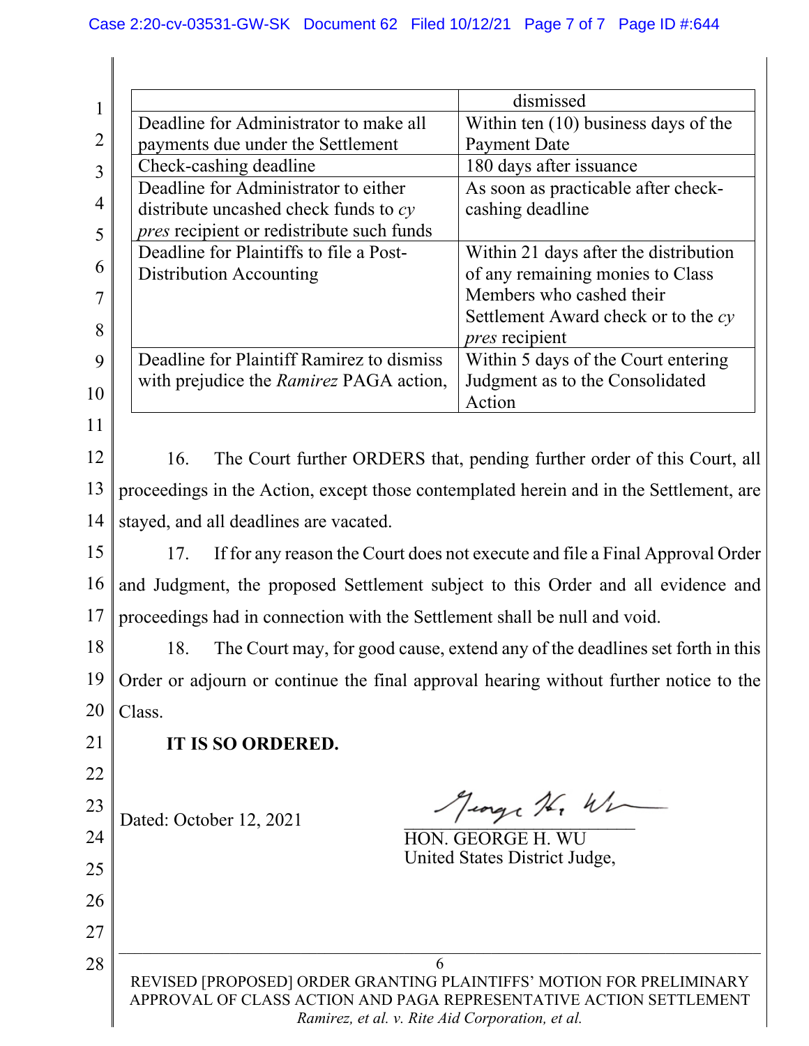| | |
|---|---|
| | dismissed |
| Deadline for Administrator to make all payments due under the Settlement | Within ten (10) business days of the Payment Date |
| Check-cashing deadline | 180 days after issuance |
| Deadline for Administrator to either distribute uncashed check funds to *cy pres* recipient or redistribute such funds | As soon as practicable after check-cashing deadline |
| Deadline for Plaintiffs to file a Post-Distribution Accounting | Within 21 days after the distribution of any remaining monies to Class Members who cashed their Settlement Award check or to the *cy pres* recipient |
| Deadline for Plaintiff Ramirez to dismiss with prejudice the *Ramirez* PAGA action, | Within 5 days of the Court entering Judgment as to the Consolidated Action |

16. The Court further ORDERS that, pending further order of this Court, all proceedings in the Action, except those contemplated herein and in the Settlement, are stayed, and all deadlines are vacated.

17. If for any reason the Court does not execute and file a Final Approval Order and Judgment, the proposed Settlement subject to this Order and all evidence and proceedings had in connection with the Settlement shall be null and void.

18. The Court may, for good cause, extend any of the deadlines set forth in this Order or adjourn or continue the final approval hearing without further notice to the Class.

**IT IS SO ORDERED.**

Dated: October 12, 2021

HON. GEORGE H. WU
United States District Judge,

REVISED [PROPOSED] ORDER GRANTING PLAINTIFFS' MOTION FOR PRELIMINARY APPROVAL OF CLASS ACTION AND PAGA REPRESENTATIVE ACTION SETTLEMENT
*Ramirez, et al. v. Rite Aid Corporation, et al.*